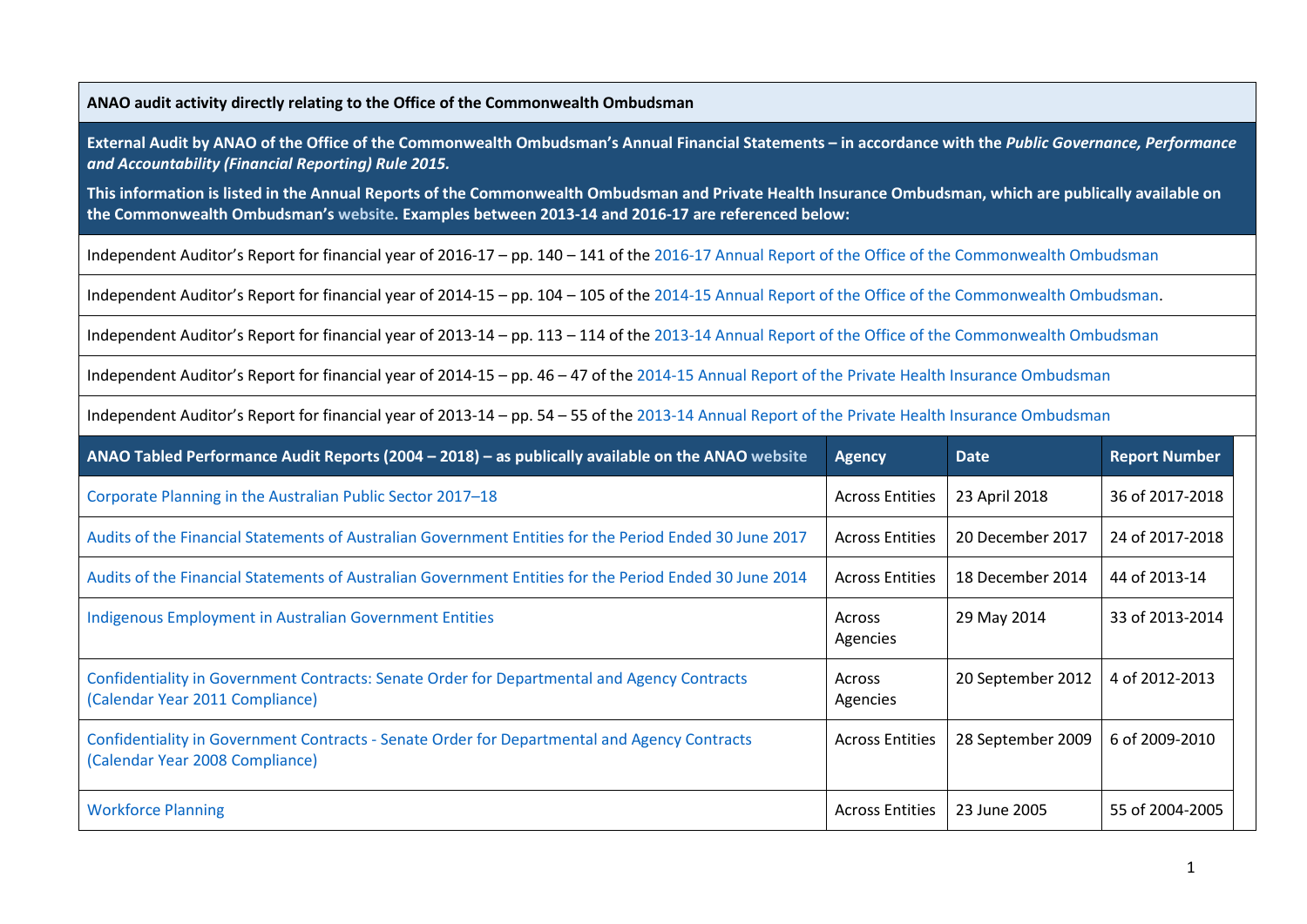**ANAO audit activity directly relating to the Office of the Commonwealth Ombudsman**

**External Audit by ANAO of the Office of the Commonwealth Ombudsman's Annual Financial Statements – in accordance with the *Public Governance, Performance and Accountability (Financial Reporting) Rule 2015.***

**This information is listed in the Annual Reports of the Commonwealth Ombudsman and Private Health Insurance Ombudsman, which are publically available on the Commonwealth Ombudsman's website. Examples between 2013-14 and 2016-17 are referenced below:**

Independent Auditor's Report for financial year of 2016-17 – pp. 140 – 141 of the 2016-17 Annual Report of the Office of the Commonwealth Ombudsman

Independent Auditor's Report for financial year of 2014-15 – pp. 104 – 105 of the 2014-15 Annual Report of the Office of the Commonwealth Ombudsman.

Independent Auditor's Report for financial year of 2013-14 – pp. 113 – 114 of the 2013-14 Annual Report of the Office of the Commonwealth Ombudsman

Independent Auditor's Report for financial year of 2014-15 – pp. 46 – 47 of the 2014-15 Annual Report of the Private Health Insurance Ombudsman

Independent Auditor's Report for financial year of 2013-14 – pp. 54 – 55 of the 2013-14 Annual Report of the Private Health Insurance Ombudsman

| ANAO Tabled Performance Audit Reports (2004 – 2018) – as publically available on the ANAO website | Agency | Date | Report Number |
|---|---|---|---|
| Corporate Planning in the Australian Public Sector 2017–18 | Across Entities | 23 April 2018 | 36 of 2017-2018 |
| Audits of the Financial Statements of Australian Government Entities for the Period Ended 30 June 2017 | Across Entities | 20 December 2017 | 24 of 2017-2018 |
| Audits of the Financial Statements of Australian Government Entities for the Period Ended 30 June 2014 | Across Entities | 18 December 2014 | 44 of 2013-14 |
| Indigenous Employment in Australian Government Entities | Across Agencies | 29 May 2014 | 33 of 2013-2014 |
| Confidentiality in Government Contracts: Senate Order for Departmental and Agency Contracts (Calendar Year 2011 Compliance) | Across Agencies | 20 September 2012 | 4 of 2012-2013 |
| Confidentiality in Government Contracts - Senate Order for Departmental and Agency Contracts (Calendar Year 2008 Compliance) | Across Entities | 28 September 2009 | 6 of 2009-2010 |
| Workforce Planning | Across Entities | 23 June 2005 | 55 of 2004-2005 |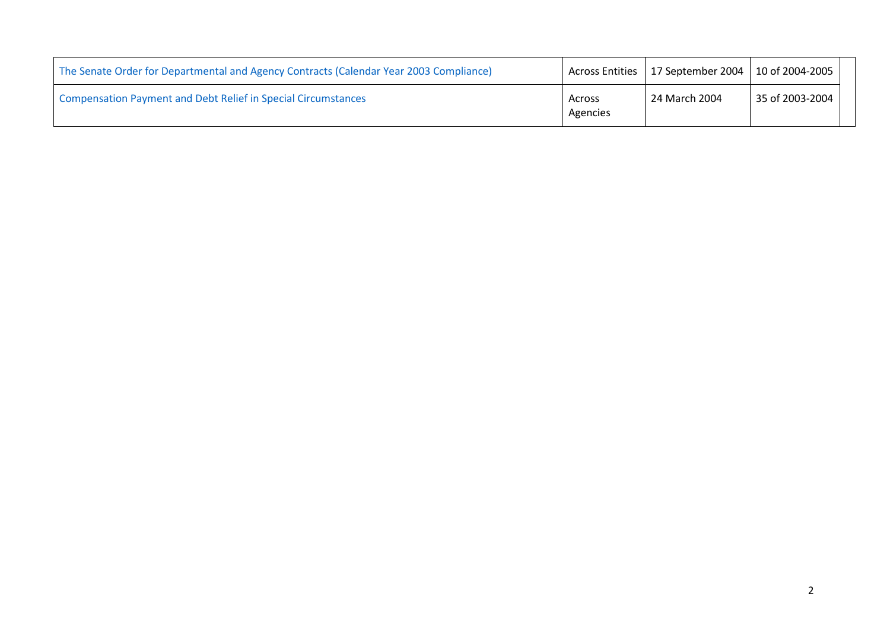| | | | | |
|---|---|---|---|---|
| The Senate Order for Departmental and Agency Contracts (Calendar Year 2003 Compliance) | Across Entities | 17 September 2004 | 10 of 2004-2005 | |
| Compensation Payment and Debt Relief in Special Circumstances | Across Agencies | 24 March 2004 | 35 of 2003-2004 | |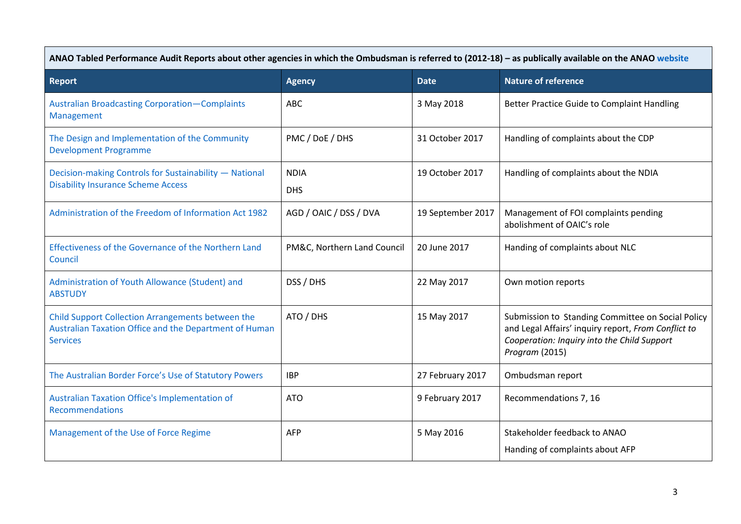**ANAO Tabled Performance Audit Reports about other agencies in which the Ombudsman is referred to (2012-18) – as publically available on the ANAO website**

| Report | Agency | Date | Nature of reference |
|---|---|---|---|
| Australian Broadcasting Corporation—Complaints Management | ABC | 3 May 2018 | Better Practice Guide to Complaint Handling |
| The Design and Implementation of the Community Development Programme | PMC / DoE / DHS | 31 October 2017 | Handling of complaints about the CDP |
| Decision-making Controls for Sustainability — National Disability Insurance Scheme Access | NDIA<br>DHS | 19 October 2017 | Handling of complaints about the NDIA |
| Administration of the Freedom of Information Act 1982 | AGD / OAIC / DSS / DVA | 19 September 2017 | Management of FOI complaints pending abolishment of OAIC's role |
| Effectiveness of the Governance of the Northern Land Council | PM&C, Northern Land Council | 20 June 2017 | Handing of complaints about NLC |
| Administration of Youth Allowance (Student) and ABSTUDY | DSS / DHS | 22 May 2017 | Own motion reports |
| Child Support Collection Arrangements between the Australian Taxation Office and the Department of Human Services | ATO / DHS | 15 May 2017 | Submission to Standing Committee on Social Policy and Legal Affairs' inquiry report, *From Conflict to Cooperation: Inquiry into the Child Support Program* (2015) |
| The Australian Border Force's Use of Statutory Powers | IBP | 27 February 2017 | Ombudsman report |
| Australian Taxation Office's Implementation of Recommendations | ATO | 9 February 2017 | Recommendations 7, 16 |
| Management of the Use of Force Regime | AFP | 5 May 2016 | Stakeholder feedback to ANAO<br>Handing of complaints about AFP |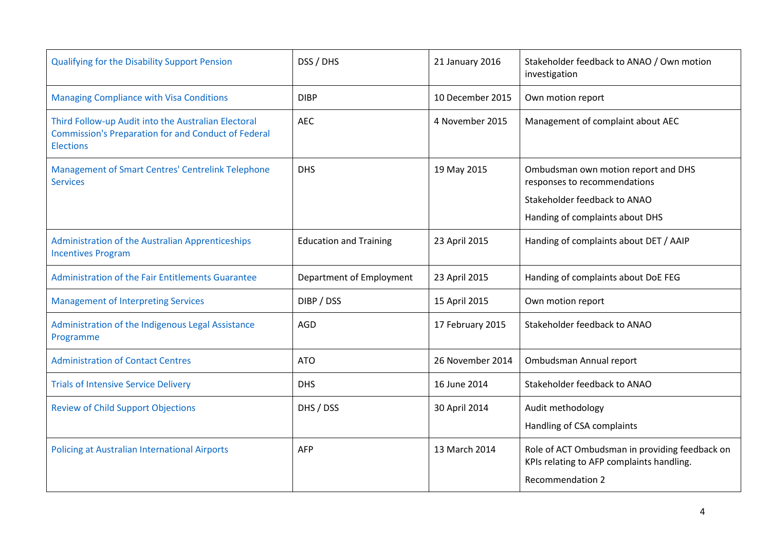| | | | |
|---|---|---|---|
| Qualifying for the Disability Support Pension | DSS / DHS | 21 January 2016 | Stakeholder feedback to ANAO / Own motion investigation |
| Managing Compliance with Visa Conditions | DIBP | 10 December 2015 | Own motion report |
| Third Follow-up Audit into the Australian Electoral Commission's Preparation for and Conduct of Federal Elections | AEC | 4 November 2015 | Management of complaint about AEC |
| Management of Smart Centres' Centrelink Telephone Services | DHS | 19 May 2015 | Ombudsman own motion report and DHS responses to recommendations<br><br>Stakeholder feedback to ANAO<br><br>Handing of complaints about DHS |
| Administration of the Australian Apprenticeships Incentives Program | Education and Training | 23 April 2015 | Handing of complaints about DET / AAIP |
| Administration of the Fair Entitlements Guarantee | Department of Employment | 23 April 2015 | Handing of complaints about DoE FEG |
| Management of Interpreting Services | DIBP / DSS | 15 April 2015 | Own motion report |
| Administration of the Indigenous Legal Assistance Programme | AGD | 17 February 2015 | Stakeholder feedback to ANAO |
| Administration of Contact Centres | ATO | 26 November 2014 | Ombudsman Annual report |
| Trials of Intensive Service Delivery | DHS | 16 June 2014 | Stakeholder feedback to ANAO |
| Review of Child Support Objections | DHS / DSS | 30 April 2014 | Audit methodology<br><br>Handling of CSA complaints |
| Policing at Australian International Airports | AFP | 13 March 2014 | Role of ACT Ombudsman in providing feedback on KPIs relating to AFP complaints handling.<br><br>Recommendation 2 |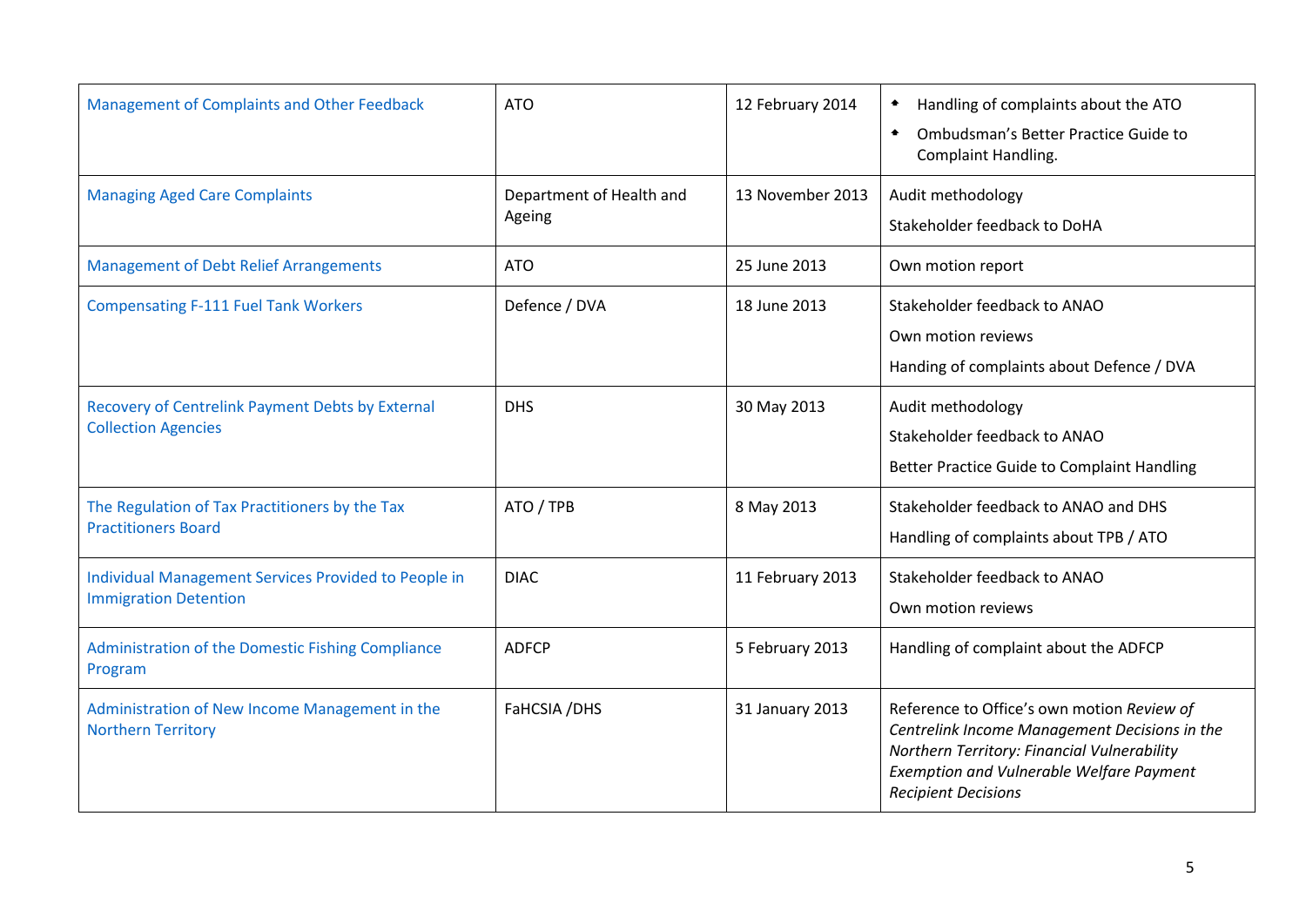| | | | |
|---|---|---|---|
| Management of Complaints and Other Feedback | ATO | 12 February 2014 | • Handling of complaints about the ATO<br>• Ombudsman’s Better Practice Guide to Complaint Handling. |
| Managing Aged Care Complaints | Department of Health and Ageing | 13 November 2013 | Audit methodology<br>Stakeholder feedback to DoHA |
| Management of Debt Relief Arrangements | ATO | 25 June 2013 | Own motion report |
| Compensating F-111 Fuel Tank Workers | Defence / DVA | 18 June 2013 | Stakeholder feedback to ANAO<br>Own motion reviews<br>Handing of complaints about Defence / DVA |
| Recovery of Centrelink Payment Debts by External Collection Agencies | DHS | 30 May 2013 | Audit methodology<br>Stakeholder feedback to ANAO<br>Better Practice Guide to Complaint Handling |
| The Regulation of Tax Practitioners by the Tax Practitioners Board | ATO / TPB | 8 May 2013 | Stakeholder feedback to ANAO and DHS<br>Handling of complaints about TPB / ATO |
| Individual Management Services Provided to People in Immigration Detention | DIAC | 11 February 2013 | Stakeholder feedback to ANAO<br>Own motion reviews |
| Administration of the Domestic Fishing Compliance Program | ADFCP | 5 February 2013 | Handling of complaint about the ADFCP |
| Administration of New Income Management in the Northern Territory | FaHCSIA /DHS | 31 January 2013 | Reference to Office’s own motion *Review of Centrelink Income Management Decisions in the Northern Territory: Financial Vulnerability Exemption and Vulnerable Welfare Payment Recipient Decisions* |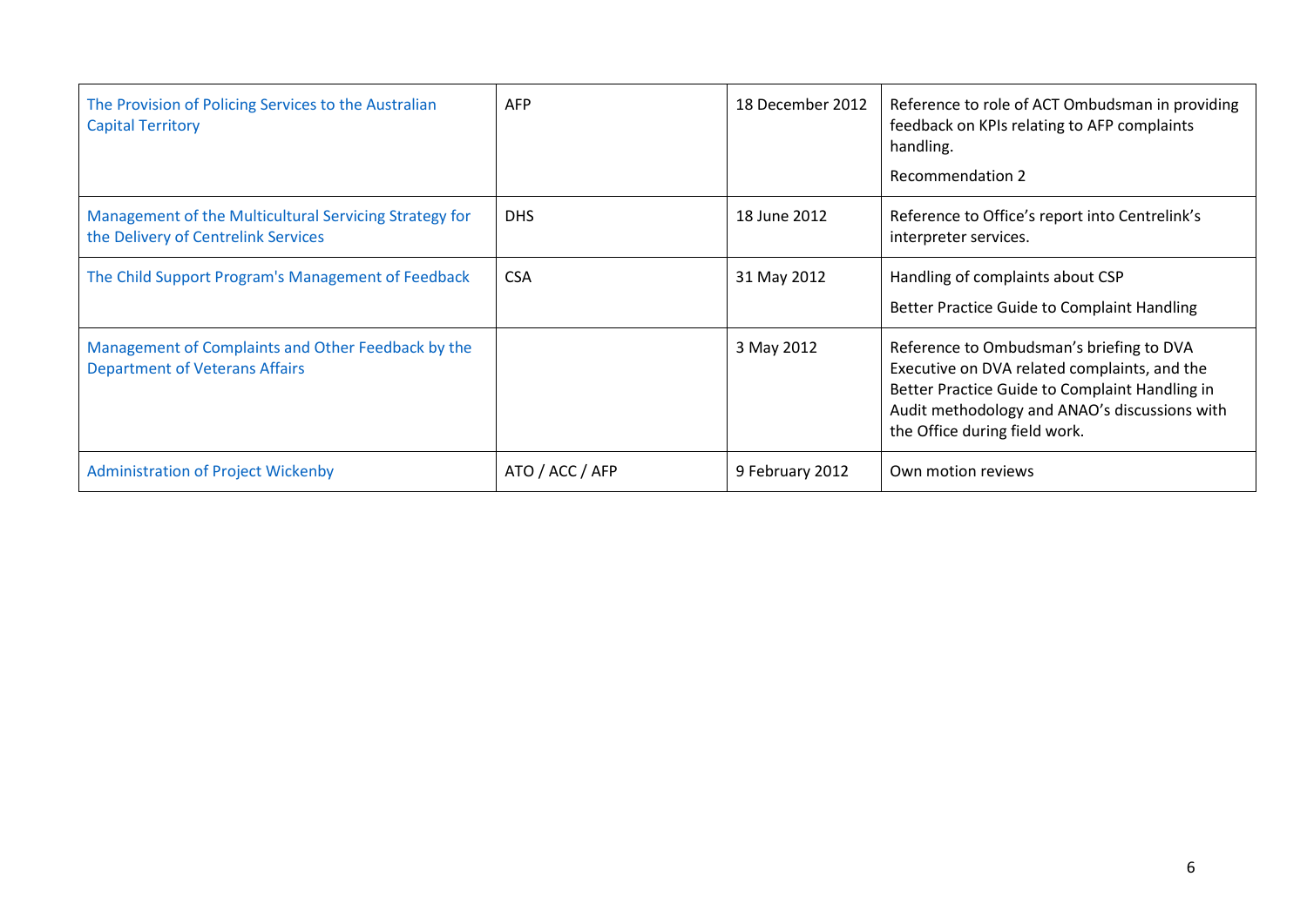| | | | |
|---|---|---|---|
| The Provision of Policing Services to the Australian Capital Territory | AFP | 18 December 2012 | Reference to role of ACT Ombudsman in providing feedback on KPIs relating to AFP complaints handling.<br><br>Recommendation 2 |
| Management of the Multicultural Servicing Strategy for the Delivery of Centrelink Services | DHS | 18 June 2012 | Reference to Office's report into Centrelink's interpreter services. |
| The Child Support Program's Management of Feedback | CSA | 31 May 2012 | Handling of complaints about CSP<br><br>Better Practice Guide to Complaint Handling |
| Management of Complaints and Other Feedback by the Department of Veterans Affairs | | 3 May 2012 | Reference to Ombudsman's briefing to DVA Executive on DVA related complaints, and the Better Practice Guide to Complaint Handling in Audit methodology and ANAO's discussions with the Office during field work. |
| Administration of Project Wickenby | ATO / ACC / AFP | 9 February 2012 | Own motion reviews |